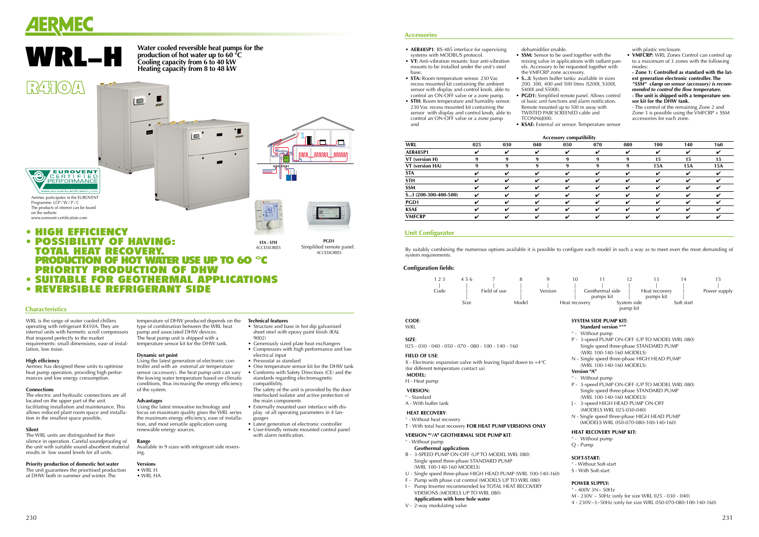# WRL–H

**Water cooled reversible heat pumps for the production of hot water up to 60 °C**
**Cooling capacity from 6 to 40 kW**
**Heating capacity from 8 to 48 kW**

R410A

Aermec participates in the EUROVENT Programme: LCP / W / P / C
The products of interest can be found on the website www.eurovent-certification.com

STA - STH
ACCESSORIES

PGD1
Simplified remote panel.
ACCESSORIES

- **HIGH EFFICIENCY**
- **POSSIBILITY OF HAVING: TOTAL HEAT RECOVERY. PRODUCTION OF HOT WATER USE UP TO 60 °C PRIORITY PRODUCTION OF DHW**
- **SUITABLE FOR GEOTHERMAL APPLICATIONS**
- **REVERSIBLE REFRIGERANT SIDE**

## Characteristics

WRL is the range of water cooled chillers operating with refrigerant R410A. They are internal units with hermetic scroll compressors that respond perfectly to the market requirements: small dimensions, ease of installation, low noise.

**High efficiency**
Aermec has designed these units to optimise heat pump operation, providing high performances and low energy consumption.

**Connections**
The electric and hydraulic connections are all located on the upper part of the unit facilitating installation and maintenance. This allows reduced plant room space and installation in the smallest space possible.

**Silent**
The WRL units are distinguished for their silence in operation. Careful soundproofing of the unit with suitable sound-absorbent material results in low sound levels for all units.

**Priority production of domestic hot water**
The unit guarantees the prioritised production of DHW both in summer and winter. The temperature of DHW produced depends on the type of combination between the WRL heat pump and associated DHW devices.
The heat pump unit is shipped with a temperature sensor kit for the DHW tank.

**Dynamic set point**
Using the latest generation of electronic controller and with an external air temperature sensor (accessory). the heat pump unit can vary the leaving water temperature based on climatic conditions, thus increasing the energy efficiency of the system.

**Advantages**
Using the latest innovative technology and focus on maximum quality gives the WRL series the maximum energy efficiency, ease of installation, and most versatile application using renewable energy sources.

**Range**
Available in 9 sizes with refrigerant side reversing.

**Versions**
- WRL H
- WRL HA

**Technical features**
- Structure and base in hot dip galvanised sheet steel with epoxy paint finish (RAL 9002)
- Generously sized plate heat exchangers
- Compressors with high performance and low electrical input
- Pressostat as standard
- One temperature sensor kit for the DHW tank
- Conforms with Safety Directives (CE) and the standards regarding electromagnetic compatibility.
  The safety of the unit is provided by the door interlocked isolator and active protection of the main components
- Externally mounted user interface with display of all operating parameters in 4 languages
- Latest generation of electronic controller
- User-friendly remote mounted control panel with alarm notification.

## Accessories

- **AER485P1**: RS-485 interface for supervising systems with MODBUS protocol.
- **VT:** Anti-vibration mounts: four anti-vibration mounts to be installed under the unit's steel base.
- **STA:** Room temperature sensor. 230 Vac recess mounted kit containing the ambient sensor with display and control knob, able to control an ON-OFF valve or a zone pump.
- **STH:** Room temperature and humidity sensor. 230 Vac recess mounted kit containing the sensor with display and control knob, able to control an ON-OFF valve or a zone pump and dehumidifier enable.
- **SSM:** Sensor to be used together with the mixing valve in applications with radiant panels. Accessory to be requested together with the VMFCRP zone accessory.
- **S...I:** System buffer tanks: available in sizes 200, 300, 400 and 500 litres (S200I, S300I, S400I and S500I).
- **PGD1:** Simplified remote panel. Allows control of basic unit functions and alarm notification. Remote mounted up to 500 m away with TWISTED PAIR SCREENED cable and TCONN6J000.
- **KSAE:** External air sensor. Temperature sensor with plastic enclosure.
- **VMFCRP:** WRL Zones Control can control up to a maximum of 3 zones with the following modes:
  **- Zone 1: Controlled as standard with the latest generation electronic controller. The *"SSM" clamp on sensor (accessory) is recommended to control the flow temperature.***
  **- The unit is shipped with a temperature sensor kit for the DHW tank.**
  - The control of the remaining Zone 2 and Zone 3 is possible using the VMFCRP + SSM accessories for each zone.

**Accessory compatibility**

| WRL | 025 | 030 | 040 | 050 | 070 | 080 | 100 | 140 | 160 |
|---|---|---|---|---|---|---|---|---|---|
| AER485P1 | ✔ | ✔ | ✔ | ✔ | ✔ | ✔ | ✔ | ✔ | ✔ |
| VT (version H) | 9 | 9 | 9 | 9 | 9 | 9 | 15 | 15 | 15 |
| VT (version HA) | 9 | 9 | 9 | 9 | 9 | 9 | 15A | 15A | 15A |
| STA | ✔ | ✔ | ✔ | ✔ | ✔ | ✔ | ✔ | ✔ | ✔ |
| STH | ✔ | ✔ | ✔ | ✔ | ✔ | ✔ | ✔ | ✔ | ✔ |
| SSM | ✔ | ✔ | ✔ | ✔ | ✔ | ✔ | ✔ | ✔ | ✔ |
| S...I (200-300-400-500) | ✔ | ✔ | ✔ | ✔ | ✔ | ✔ | ✔ | ✔ | ✔ |
| PGD1 | ✔ | ✔ | ✔ | ✔ | ✔ | ✔ | ✔ | ✔ | ✔ |
| KSAE | ✔ | ✔ | ✔ | ✔ | ✔ | ✔ | ✔ | ✔ | ✔ |
| VMFCRP | ✔ | ✔ | ✔ | ✔ | ✔ | ✔ | ✔ | ✔ | ✔ |

## Unit Configurator

By suitably combining the numerous options available it is possible to configure each model in such a way as to meet even the most demanding of system requirements.

### Configuration fields:

| 1 2 3 | 4 5 6 | 7 | 8 | 9 | 10 | 11 | 12 | 13 | 14 | 15 |
|---|---|---|---|---|---|---|---|---|---|---|
| Code | Size | Field of use | Model | Version | Heat recovery | Geothermal side pumps kit | System side pump kit | Heat recovery pumps kit | Soft start | Power supply |

**CODE**:
WRL

**SIZE**:
025 - 030 - 040 - 050 - 070 - 080 - 100 - 140 - 160

**FIELD OF USE**:
X - Electronic expansion valve with leaving liquid down to +4°C (for different temperature contact us)

**MODEL:**
H - Heat pump

**VERSION:**
° - Standard
A - With buffer tank

**HEAT RECOVERY**:
° - Without heat recovery
T - With total heat recovery **FOR HEAT PUMP VERSIONS ONLY**

**VERSION "°/A" GEOTHERMAL SIDE PUMP KIT**:
° - Without pump
**Geothermal applications**
B - 3-SPEED PUMP ON-OFF (UP TO MODEL WRL 080) Single speed three-phase STANDARD PUMP (WRL 100-140-160 MODELS)
U - Single speed three-phase HIGH HEAD PUMP (WRL 100-140-160)
F - Pump with phase cut control (MODELS UP TO WRL 080)
I - Pump Inverter recommended for TOTAL HEAT RECOVERY VERSIONS (MODELS UP TO WRL 080)
**Applications with bore hole water**
V - 2-way modulating valve

**SYSTEM SIDE PUMP KIT:**
**Standard version "°"**
° - Without pump
P - 3-speed PUMP ON-OFF (UP TO MODEL WRL 080) Single speed three-phase STANDARD PUMP (WRL 100-140-160 MODELS)
N - Single speed three-phase HIGH HEAD PUMP (WRL 100-140-160 MODELS)
**Version "A"**
° - Without pump
P - 3-speed PUMP ON-OFF (UP TO MODEL WRL 080) Single speed three-phase STANDARD PUMP (WRL 100-140-160 MODELS)
J - 3-speed HIGH HEAD PUMP ON-OFF (MODELS WRL 025-030-040)
N - Single speed three-phase HIGH HEAD PUMP (MODELS WRL 050-070-080-100-140-160)

**HEAT RECOVERY PUMP KIT:**
° - Without pump
Q - Pump

**SOFT-START:**
° - Without Soft-start
S - With Soft-start

**POWER SUPPLY:**
° - 400V 3N~ 50Hz
M - 230V ~ 50Hz (only for size WRL 025 - 030 - 040)
4 - 230V~3~50Hz (only for size WRL 050-070-080-100-140-160)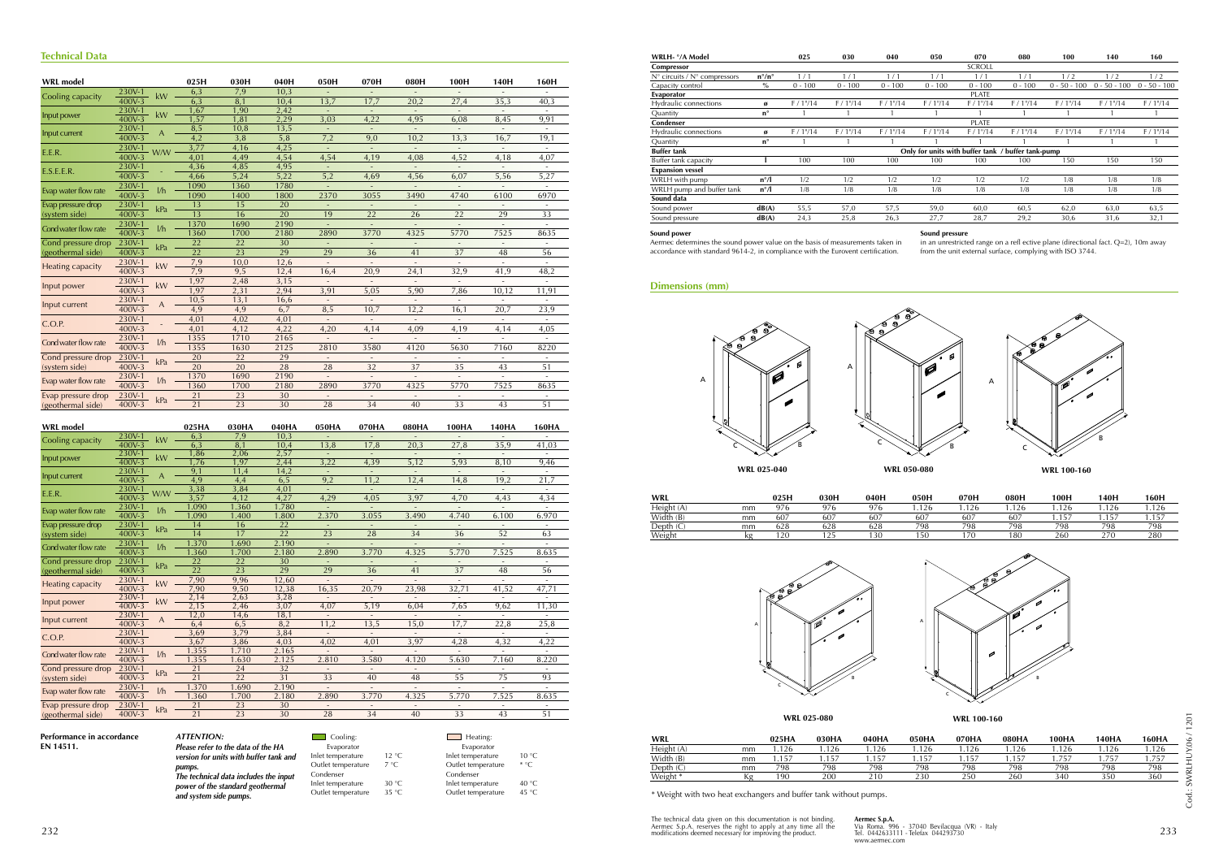## Technical Data

| WRL model | | | 025H | 030H | 040H | 050H | 070H | 080H | 100H | 140H | 160H |
|---|---|---|---|---|---|---|---|---|---|---|---|
| Cooling capacity | 230V-1 | kW | 6,3 | 7,9 | 10,3 | - | - | - | - | - | - |
| | 400V-3 | | 6,3 | 8,1 | 10,4 | 13,7 | 17,7 | 20,2 | 27,4 | 35,3 | 40,3 |
| Input power | 230V-1 | kW | 1,67 | 1,90 | 2,42 | - | - | - | - | - | - |
| | 400V-3 | | 1,57 | 1,81 | 2,29 | 3,03 | 4,22 | 4,95 | 6,08 | 8,45 | 9,91 |
| Input current | 230V-1 | A | 8,5 | 10,8 | 13,5 | - | - | - | - | - | - |
| | 400V-3 | | 4,2 | 3,8 | 5,8 | 7,2 | 9,0 | 10,2 | 13,3 | 16,7 | 19,1 |
| E.E.R. | 230V-1 | W/W | 3,77 | 4,16 | 4,25 | - | - | - | - | - | - |
| | 400V-3 | | 4,01 | 4,49 | 4,54 | 4,54 | 4,19 | 4,08 | 4,52 | 4,18 | 4,07 |
| E.S.E.E.R. | 230V-1 | - | 4,36 | 4,85 | 4,95 | - | - | - | - | - | - |
| | 400V-3 | | 4,66 | 5,24 | 5,22 | 5,2 | 4,69 | 4,56 | 6,07 | 5,56 | 5,27 |
| Evap water flow rate | 230V-1 | l/h | 1090 | 1360 | 1780 | - | - | - | - | - | - |
| | 400V-3 | | 1090 | 1400 | 1800 | 2370 | 3055 | 3490 | 4740 | 6100 | 6970 |
| Evap pressure drop (system side) | 230V-1 | kPa | 13 | 15 | 20 | - | - | - | - | - | - |
| | 400V-3 | | 13 | 16 | 20 | 19 | 22 | 26 | 22 | 29 | 33 |
| Cond water flow rate | 230V-1 | l/h | 1370 | 1690 | 2190 | - | - | - | - | - | - |
| | 400V-3 | | 1360 | 1700 | 2180 | 2890 | 3770 | 4325 | 5770 | 7525 | 8635 |
| Cond pressure drop (geothermal side) | 230V-1 | kPa | 22 | 22 | 30 | - | - | - | - | - | - |
| | 400V-3 | | 22 | 23 | 29 | 29 | 36 | 41 | 37 | 48 | 56 |
| Heating capacity | 230V-1 | kW | 7,9 | 10,0 | 12,6 | - | - | - | - | - | - |
| | 400V-3 | | 7,9 | 9,5 | 12,4 | 16,4 | 20,9 | 24,1 | 32,9 | 41,9 | 48,2 |
| Input power | 230V-1 | kW | 1,97 | 2,48 | 3,15 | - | - | - | - | - | - |
| | 400V-3 | | 1,97 | 2,31 | 2,94 | 3,91 | 5,05 | 5,90 | 7,86 | 10,12 | 11,91 |
| Input current | 230V-1 | A | 10,5 | 13,1 | 16,6 | - | - | - | - | - | - |
| | 400V-3 | | 4,9 | 4,9 | 6,7 | 8,5 | 10,7 | 12,2 | 16,1 | 20,7 | 23,9 |
| C.O.P. | 230V-1 | - | 4,01 | 4,02 | 4,01 | - | - | - | - | - | - |
| | 400V-3 | | 4,01 | 4,12 | 4,22 | 4,20 | 4,14 | 4,09 | 4,19 | 4,14 | 4,05 |
| Cond water flow rate | 230V-1 | l/h | 1355 | 1710 | 2165 | - | - | - | - | - | - |
| | 400V-3 | | 1355 | 1630 | 2125 | 2810 | 3580 | 4120 | 5630 | 7160 | 8220 |
| Cond pressure drop (system side) | 230V-1 | kPa | 20 | 22 | 29 | - | - | - | - | - | - |
| | 400V-3 | | 20 | 20 | 28 | 28 | 32 | 37 | 35 | 43 | 51 |
| Evap water flow rate | 230V-1 | l/h | 1370 | 1690 | 2190 | - | - | - | - | - | - |
| | 400V-3 | | 1360 | 1700 | 2180 | 2890 | 3770 | 4325 | 5770 | 7525 | 8635 |
| Evap pressure drop (geothermal side) | 230V-1 | kPa | 21 | 23 | 30 | - | - | - | - | - | - |
| | 400V-3 | | 21 | 23 | 30 | 28 | 34 | 40 | 33 | 43 | 51 |

| WRL model | | | 025HA | 030HA | 040HA | 050HA | 070HA | 080HA | 100HA | 140HA | 160HA |
|---|---|---|---|---|---|---|---|---|---|---|---|
| Cooling capacity | 230V-1 | kW | 6,3 | 7,9 | 10,3 | - | - | - | - | - | - |
| | 400V-3 | | 6,3 | 8,1 | 10,4 | 13,8 | 17,8 | 20,3 | 27,8 | 35,9 | 41,03 |
| Input power | 230V-1 | kW | 1,86 | 2,06 | 2,57 | - | - | - | - | - | - |
| | 400V-3 | | 1,76 | 1,97 | 2,44 | 3,22 | 4,39 | 5,12 | 5,93 | 8,10 | 9,46 |
| Input current | 230V-1 | A | 9,1 | 11,4 | 14,2 | - | - | - | - | - | - |
| | 400V-3 | | 4,9 | 4,4 | 6,5 | 9,2 | 11,2 | 12,4 | 14,8 | 19,2 | 21,7 |
| E.E.R. | 230V-1 | W/W | 3,38 | 3,84 | 4,01 | - | - | - | - | - | - |
| | 400V-3 | | 3,57 | 4,12 | 4,27 | 4,29 | 4,05 | 3,97 | 4,70 | 4,43 | 4,34 |
| Evap water flow rate | 230V-1 | l/h | 1.090 | 1.360 | 1.780 | - | - | - | - | - | - |
| | 400V-3 | | 1.090 | 1.400 | 1.800 | 2.370 | 3.055 | 3.490 | 4.740 | 6.100 | 6.970 |
| Evap pressure drop (system side) | 230V-1 | kPa | 14 | 16 | 22 | - | - | - | - | - | - |
| | 400V-3 | | 14 | 17 | 22 | 23 | 28 | 34 | 36 | 52 | 63 |
| Cond water flow rate | 230V-1 | l/h | 1.370 | 1.690 | 2.190 | - | - | - | - | - | - |
| | 400V-3 | | 1.360 | 1.700 | 2.180 | 2.890 | 3.770 | 4.325 | 5.770 | 7.525 | 8.635 |
| Cond pressure drop (geothermal side) | 230V-1 | kPa | 22 | 22 | 30 | - | - | - | - | - | - |
| | 400V-3 | | 22 | 23 | 29 | 29 | 36 | 41 | 37 | 48 | 56 |
| Heating capacity | 230V-1 | kW | 7,90 | 9,96 | 12,60 | - | - | - | - | - | - |
| | 400V-3 | | 7,90 | 9,50 | 12,38 | 16,35 | 20,79 | 23,98 | 32,71 | 41,52 | 47,71 |
| Input power | 230V-1 | kW | 2,14 | 2,63 | 3,28 | - | - | - | - | - | - |
| | 400V-3 | | 2,15 | 2,46 | 3,07 | 4,07 | 5,19 | 6,04 | 7,65 | 9,62 | 11,30 |
| Input current | 230V-1 | A | 12,0 | 14,6 | 18,1 | - | - | - | - | - | - |
| | 400V-3 | | 6,4 | 6,5 | 8,2 | 11,2 | 13,5 | 15,0 | 17,7 | 22,8 | 25,8 |
| C.O.P. | 230V-1 | | 3,69 | 3,79 | 3,84 | - | - | - | - | - | - |
| | 400V-3 | | 3,67 | 3,86 | 4,03 | 4,02 | 4,01 | 3,97 | 4,28 | 4,32 | 4,22 |
| Cond water flow rate | 230V-1 | l/h | 1.355 | 1.710 | 2.165 | - | - | - | - | - | - |
| | 400V-3 | | 1.355 | 1.630 | 2.125 | 2.810 | 3.580 | 4.120 | 5.630 | 7.160 | 8.220 |
| Cond pressure drop (system side) | 230V-1 | kPa | 21 | 24 | 32 | - | - | - | - | - | - |
| | 400V-3 | | 21 | 22 | 31 | 33 | 40 | 48 | 55 | 75 | 93 |
| Evap water flow rate | 230V-1 | l/h | 1.370 | 1.690 | 2.190 | - | - | - | - | - | - |
| | 400V-3 | | 1.360 | 1.700 | 2.180 | 2.890 | 3.770 | 4.325 | 5.770 | 7.525 | 8.635 |
| Evap pressure drop (geothermal side) | 230V-1 | kPa | 21 | 23 | 30 | - | - | - | - | - | - |
| | 400V-3 | | 21 | 23 | 30 | 28 | 34 | 40 | 33 | 43 | 51 |

**Performance in accordance EN 14511.**

***ATTENTION:***
***Please refer to the data of the HA version for units with buffer tank and pumps.***
***The technical data includes the input power of the standard geothermal and system side pumps.***

| Cooling: | | Heating: | |
|---|---|---|---|
| Evaporator | | Evaporator | |
| Inlet temperature | 12 °C | Inlet temperature | 10 °C |
| Outlet temperature | 7 °C | Outlet temperature | * °C |
| Condenser | | Condenser | |
| Inlet temperature | 30 °C | Inlet temperature | 40 °C |
| Outlet temperature | 35 °C | Outlet temperature | 45 °C |

| WRLH- °/A Model | | 025 | 030 | 040 | 050 | 070 | 080 | 100 | 140 | 160 |
|---|---|---|---|---|---|---|---|---|---|---|
| **Compressor** | | | | | | SCROLL | | | | |
| N° circuits / N° compressors | n°/n° | 1 / 1 | 1 / 1 | 1 / 1 | 1 / 1 | 1 / 1 | 1 / 1 | 1 / 2 | 1 / 2 | 1 / 2 |
| Capacity control | % | 0 - 100 | 0 - 100 | 0 - 100 | 0 - 100 | 0 - 100 | 0 - 100 | 0 - 50 - 100 | 0 - 50 - 100 | 0 - 50 - 100 |
| **Evaporator** | | | | | | PLATE | | | | |
| Hydraulic connections | ø | F / 1"1/4 | F / 1"1/4 | F / 1"1/4 | F / 1"1/4 | F / 1"1/4 | F / 1"1/4 | F / 1"1/4 | F / 1"1/4 | F / 1"1/4 |
| Quantity | n° | 1 | 1 | 1 | 1 | 1 | 1 | 1 | 1 | 1 |
| **Condenser** | | | | | | PLATE | | | | |
| Hydraulic connections | ø | F / 1"1/4 | F / 1"1/4 | F / 1"1/4 | F / 1"1/4 | F / 1"1/4 | F / 1"1/4 | F / 1"1/4 | F / 1"1/4 | F / 1"1/4 |
| Quantity | n° | 1 | 1 | 1 | 1 | 1 | 1 | 1 | 1 | 1 |
| **Buffer tank** | | | | | Only for units with buffer tank / buffer tank-pump | | | | | |
| Buffer tank capacity | l | 100 | 100 | 100 | 100 | 100 | 100 | 150 | 150 | 150 |
| **Expansion vessel** | | | | | | | | | | |
| WRLH with pump | n°/l | 1/2 | 1/2 | 1/2 | 1/2 | 1/2 | 1/2 | 1/8 | 1/8 | 1/8 |
| WRLH pump and buffer tank | n°/l | 1/8 | 1/8 | 1/8 | 1/8 | 1/8 | 1/8 | 1/8 | 1/8 | 1/8 |
| **Sound data** | | | | | | | | | | |
| Sound power | dB(A) | 55,5 | 57,0 | 57,5 | 59,0 | 60,0 | 60,5 | 62,0 | 63,0 | 63,5 |
| Sound pressure | dB(A) | 24,3 | 25,8 | 26,3 | 27,7 | 28,7 | 29,2 | 30,6 | 31,6 | 32,1 |

**Sound power**
Aermec determines the sound power value on the basis of measurements taken in accordance with standard 9614-2, in compliance with the Eurovent certification.

**Sound pressure**
in an unrestricted range on a refl ective plane (directional fact. Q=2), 10m away from the unit external surface, complying with ISO 3744.

## Dimensions (mm)

A
B
C
WRL 025-040

A
B
C
WRL 050-080

A
B
C
WRL 100-160

| WRL | | 025H | 030H | 040H | 050H | 070H | 080H | 100H | 140H | 160H |
|---|---|---|---|---|---|---|---|---|---|---|
| Height (A) | mm | 976 | 976 | 976 | 1.126 | 1.126 | 1.126 | 1.126 | 1.126 | 1.126 |
| Width (B) | mm | 607 | 607 | 607 | 607 | 607 | 607 | 1.157 | 1.157 | 1.157 |
| Depth (C) | mm | 628 | 628 | 628 | 798 | 798 | 798 | 798 | 798 | 798 |
| Weight | kg | 120 | 125 | 130 | 150 | 170 | 180 | 260 | 270 | 280 |

A
B
C
WRL 025-080

A
B
C
WRL 100-160

| WRL | | 025HA | 030HA | 040HA | 050HA | 070HA | 080HA | 100HA | 140HA | 160HA |
|---|---|---|---|---|---|---|---|---|---|---|
| Height (A) | mm | 1.126 | 1.126 | 1.126 | 1.126 | 1.126 | 1.126 | 1.126 | 1.126 | 1.126 |
| Width (B) | mm | 1.157 | 1.157 | 1.157 | 1.157 | 1.157 | 1.157 | 1.757 | 1.757 | 1.757 |
| Depth (C) | mm | 798 | 798 | 798 | 798 | 798 | 798 | 798 | 798 | 798 |
| Weight * | Kg | 190 | 200 | 210 | 230 | 250 | 260 | 340 | 350 | 360 |

\* Weight with two heat exchangers and buffer tank without pumps.

The technical data given on this documentation is not binding. Aermec S.p.A. reserves the right to apply at any time all the modifications deemed necessary for improving the product.

**Aermec S.p.A.**
Via Roma, 996 - 37040 Bevilacqua (VR) - Italy
Tel. 0442633111 - Telefax 044293730
www.aermec.com

Cod.: SWRLHUY06 / 1201